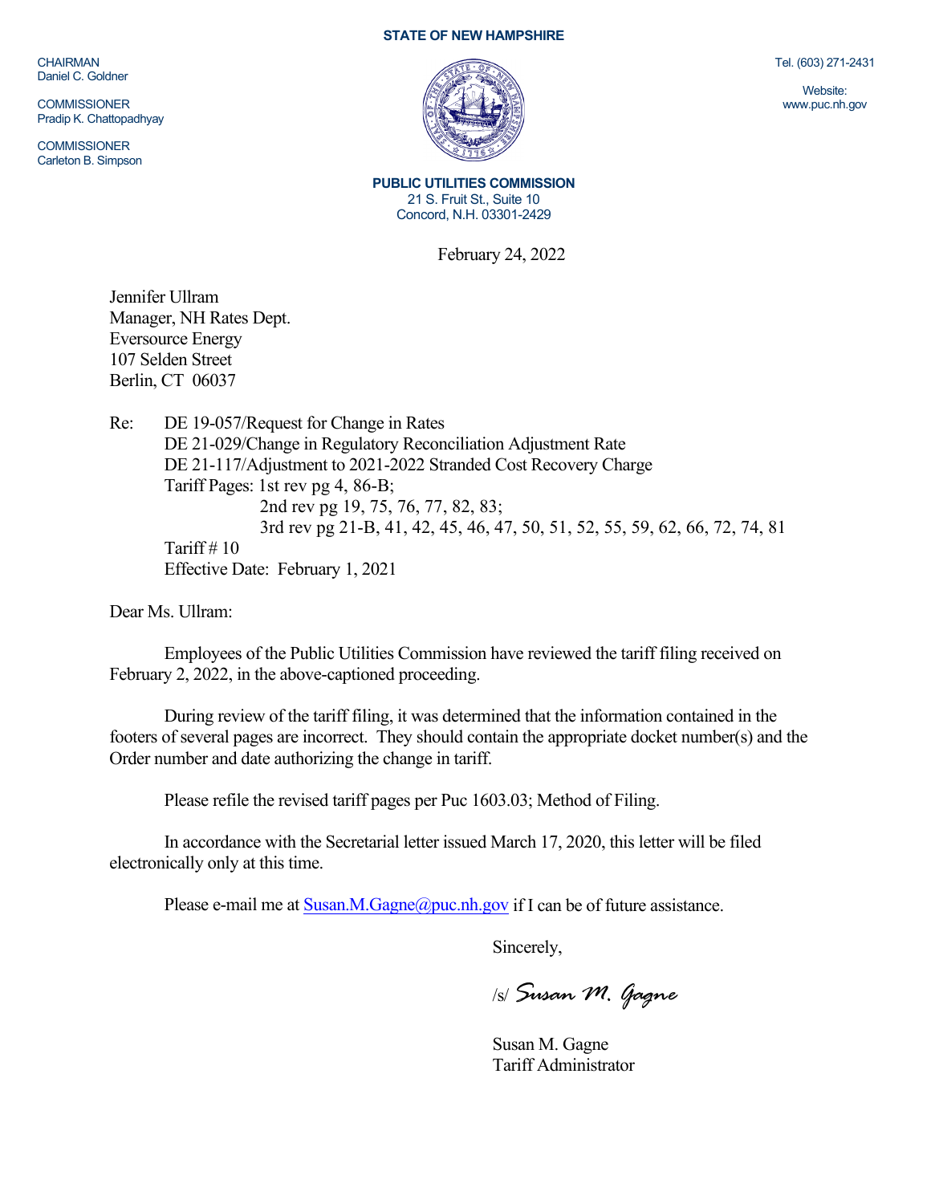**STATE OF NEW HAMPSHIRE**

CHAIRMAN
Daniel C. Goldner

COMMISSIONER
Pradip K. Chattopadhyay

COMMISSIONER
Carleton B. Simpson

Tel. (603) 271-2431

Website:
www.puc.nh.gov

**PUBLIC UTILITIES COMMISSION**
21 S. Fruit St., Suite 10
Concord, N.H. 03301-2429

February 24, 2022

Jennifer Ullram
Manager, NH Rates Dept.
Eversource Energy
107 Selden Street
Berlin, CT 06037

Re: DE 19-057/Request for Change in Rates
DE 21-029/Change in Regulatory Reconciliation Adjustment Rate
DE 21-117/Adjustment to 2021-2022 Stranded Cost Recovery Charge
Tariff Pages: 1st rev pg 4, 86-B;
2nd rev pg 19, 75, 76, 77, 82, 83;
3rd rev pg 21-B, 41, 42, 45, 46, 47, 50, 51, 52, 55, 59, 62, 66, 72, 74, 81
Tariff # 10
Effective Date: February 1, 2021

Dear Ms. Ullram:

Employees of the Public Utilities Commission have reviewed the tariff filing received on February 2, 2022, in the above-captioned proceeding.

During review of the tariff filing, it was determined that the information contained in the footers of several pages are incorrect. They should contain the appropriate docket number(s) and the Order number and date authorizing the change in tariff.

Please refile the revised tariff pages per Puc 1603.03; Method of Filing.

In accordance with the Secretarial letter issued March 17, 2020, this letter will be filed electronically only at this time.

Please e-mail me at Susan.M.Gagne@puc.nh.gov if I can be of future assistance.

Sincerely,

/s/ *Susan M. Gagne*

Susan M. Gagne
Tariff Administrator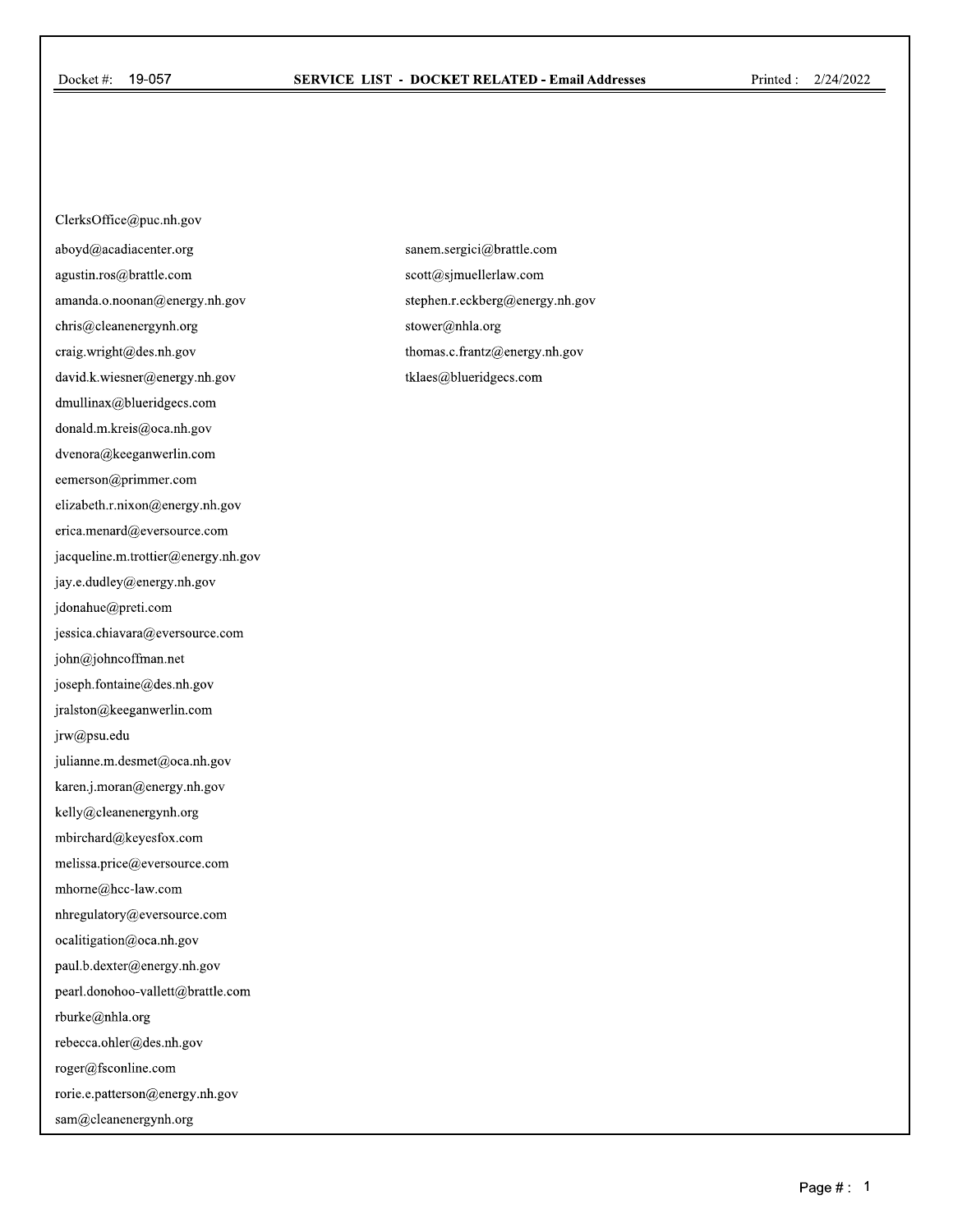Docket #: 19-057

**SERVICE LIST - DOCKET RELATED - Email Addresses**

Printed : 2/24/2022

ClerksOffice@puc.nh.gov

aboyd@acadiacenter.org
agustin.ros@brattle.com
amanda.o.noonan@energy.nh.gov
chris@cleanenergynh.org
craig.wright@des.nh.gov
david.k.wiesner@energy.nh.gov
dmullinax@blueridgecs.com
donald.m.kreis@oca.nh.gov
dvenora@keeganwerlin.com
eemerson@primmer.com
elizabeth.r.nixon@energy.nh.gov
erica.menard@eversource.com
jacqueline.m.trottier@energy.nh.gov
jay.e.dudley@energy.nh.gov
jdonahue@preti.com
jessica.chiavara@eversource.com
john@johncoffman.net
joseph.fontaine@des.nh.gov
jralston@keeganwerlin.com
jrw@psu.edu
julianne.m.desmet@oca.nh.gov
karen.j.moran@energy.nh.gov
kelly@cleanenergynh.org
mbirchard@keyesfox.com
melissa.price@eversource.com
mhorne@hcc-law.com
nhregulatory@eversource.com
ocalitigation@oca.nh.gov
paul.b.dexter@energy.nh.gov
pearl.donohoo-vallett@brattle.com
rburke@nhla.org
rebecca.ohler@des.nh.gov
roger@fsconline.com
rorie.e.patterson@energy.nh.gov
sam@cleanenergynh.org
sanem.sergici@brattle.com
scott@sjmuellerlaw.com
stephen.r.eckberg@energy.nh.gov
stower@nhla.org
thomas.c.frantz@energy.nh.gov
tklaes@blueridgecs.com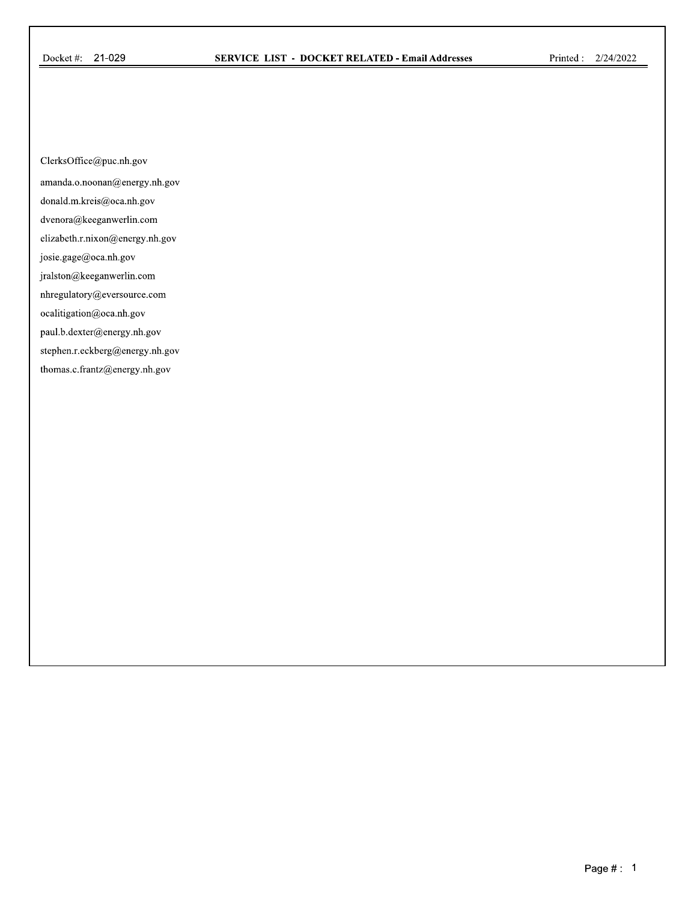Docket #: 21-029 **SERVICE LIST - DOCKET RELATED - Email Addresses** Printed : 2/24/2022

ClerksOffice@puc.nh.gov

amanda.o.noonan@energy.nh.gov

donald.m.kreis@oca.nh.gov

dvenora@keeganwerlin.com

elizabeth.r.nixon@energy.nh.gov

josie.gage@oca.nh.gov

jralston@keeganwerlin.com

nhregulatory@eversource.com

ocalitigation@oca.nh.gov

paul.b.dexter@energy.nh.gov

stephen.r.eckberg@energy.nh.gov

thomas.c.frantz@energy.nh.gov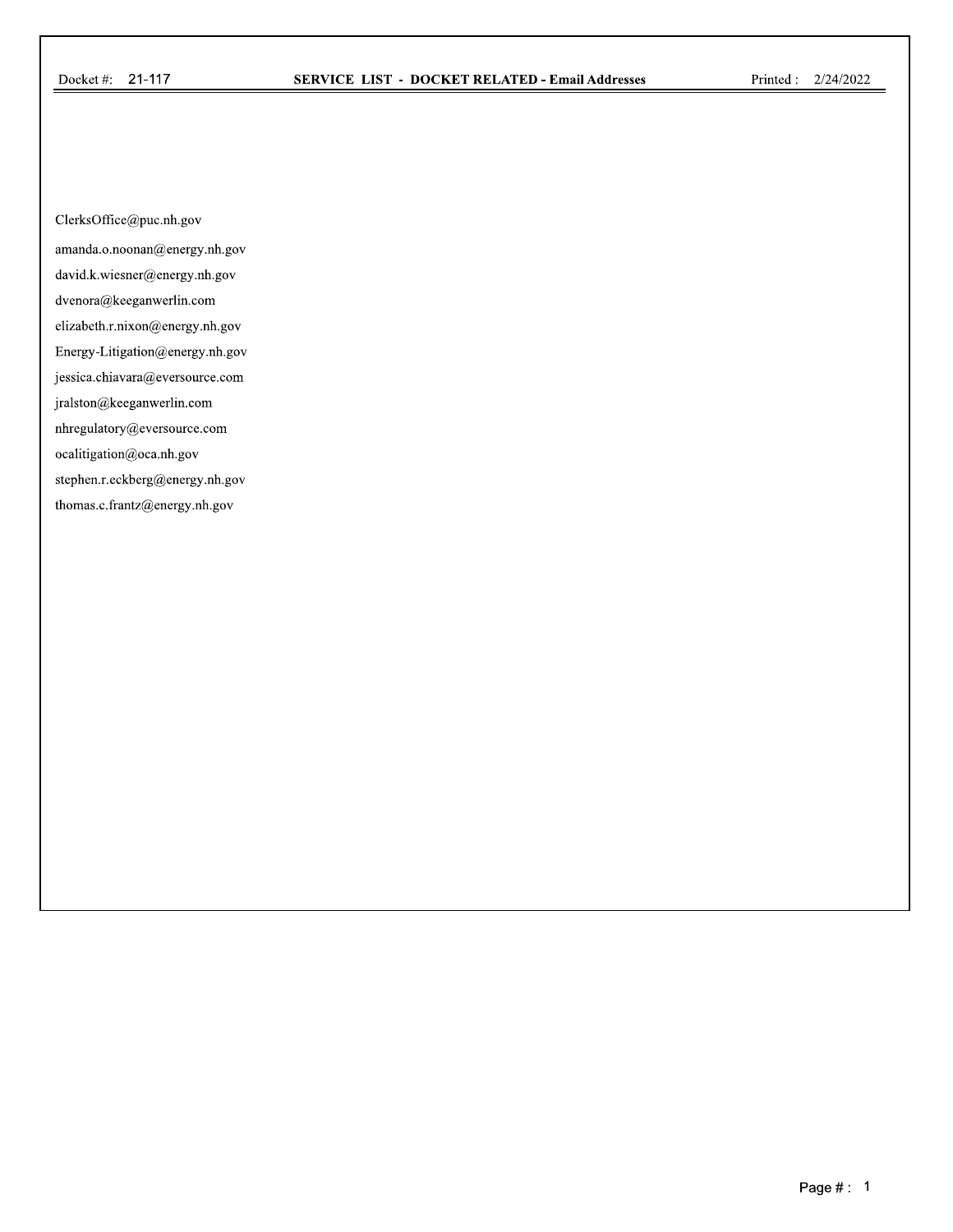Docket #: 21-117 **SERVICE LIST - DOCKET RELATED - Email Addresses** Printed : 2/24/2022

ClerksOffice@puc.nh.gov

amanda.o.noonan@energy.nh.gov

david.k.wiesner@energy.nh.gov

dvenora@keeganwerlin.com

elizabeth.r.nixon@energy.nh.gov

Energy-Litigation@energy.nh.gov

jessica.chiavara@eversource.com

jralston@keeganwerlin.com

nhregulatory@eversource.com

ocalitigation@oca.nh.gov

stephen.r.eckberg@energy.nh.gov

thomas.c.frantz@energy.nh.gov